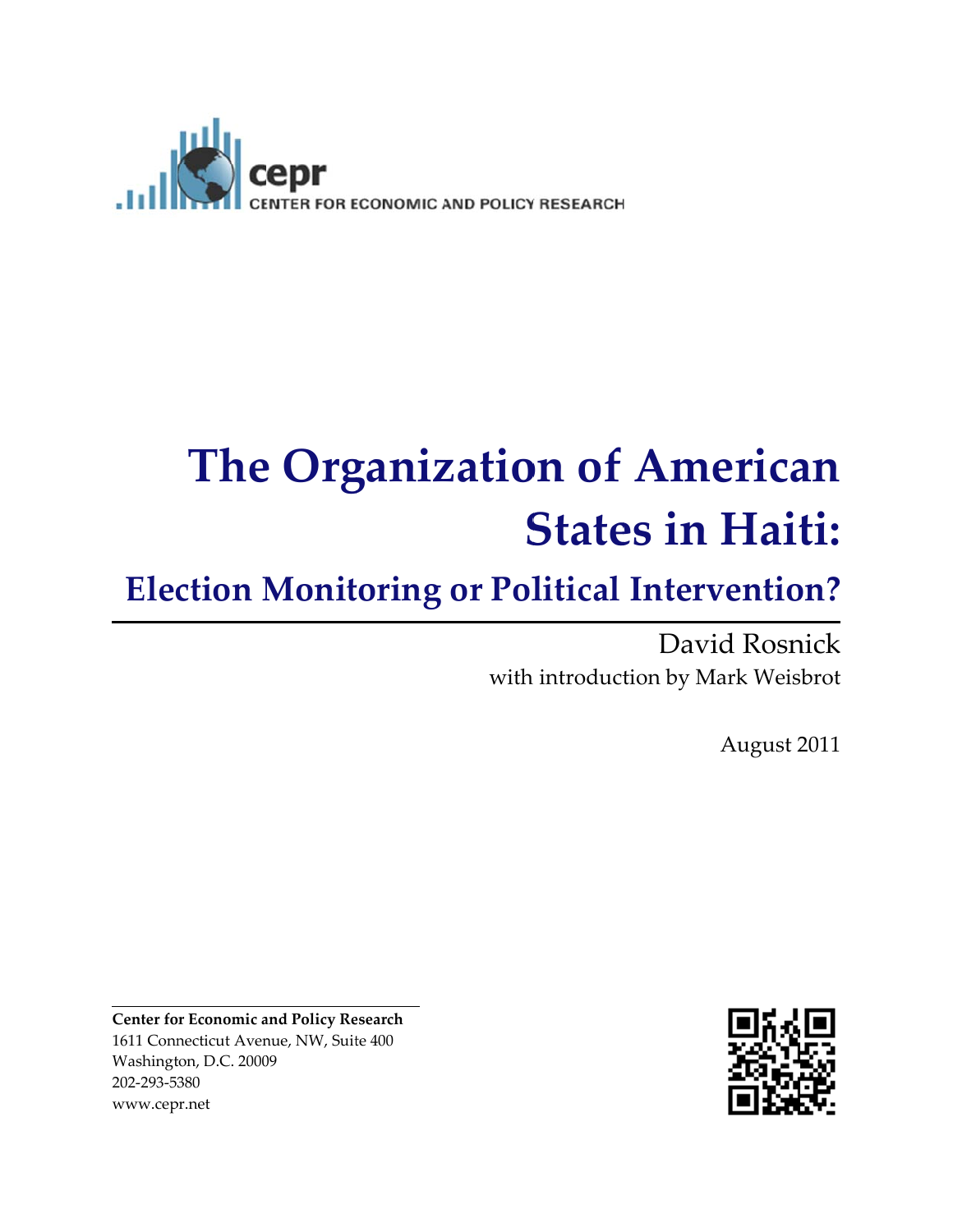cepr

CENTER FOR ECONOMIC AND POLICY RESEARCH

# The Organization of American States in Haiti:

## Election Monitoring or Political Intervention?

David Rosnick

with introduction by Mark Weisbrot

August 2011

**Center for Economic and Policy Research**

1611 Connecticut Avenue, NW, Suite 400

Washington, D.C. 20009

202-293-5380

www.cepr.net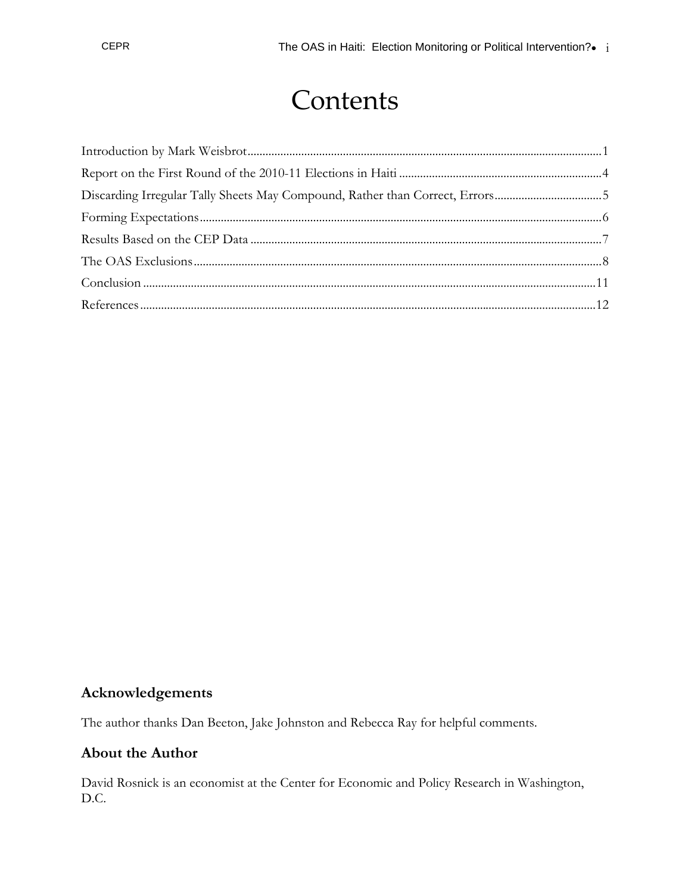# Contents

Introduction by Mark Weisbrot....................................................................................................................1

Report on the First Round of the 2010-11 Elections in Haiti ....................................................................4

Discarding Irregular Tally Sheets May Compound, Rather than Correct, Errors....................................5

Forming Expectations....................................................................................................................................6

Results Based on the CEP Data ....................................................................................................................7

The OAS Exclusions.......................................................................................................................................8

Conclusion .....................................................................................................................................................11

References......................................................................................................................................................12

## Acknowledgements

The author thanks Dan Beeton, Jake Johnston and Rebecca Ray for helpful comments.

## About the Author

David Rosnick is an economist at the Center for Economic and Policy Research in Washington, D.C.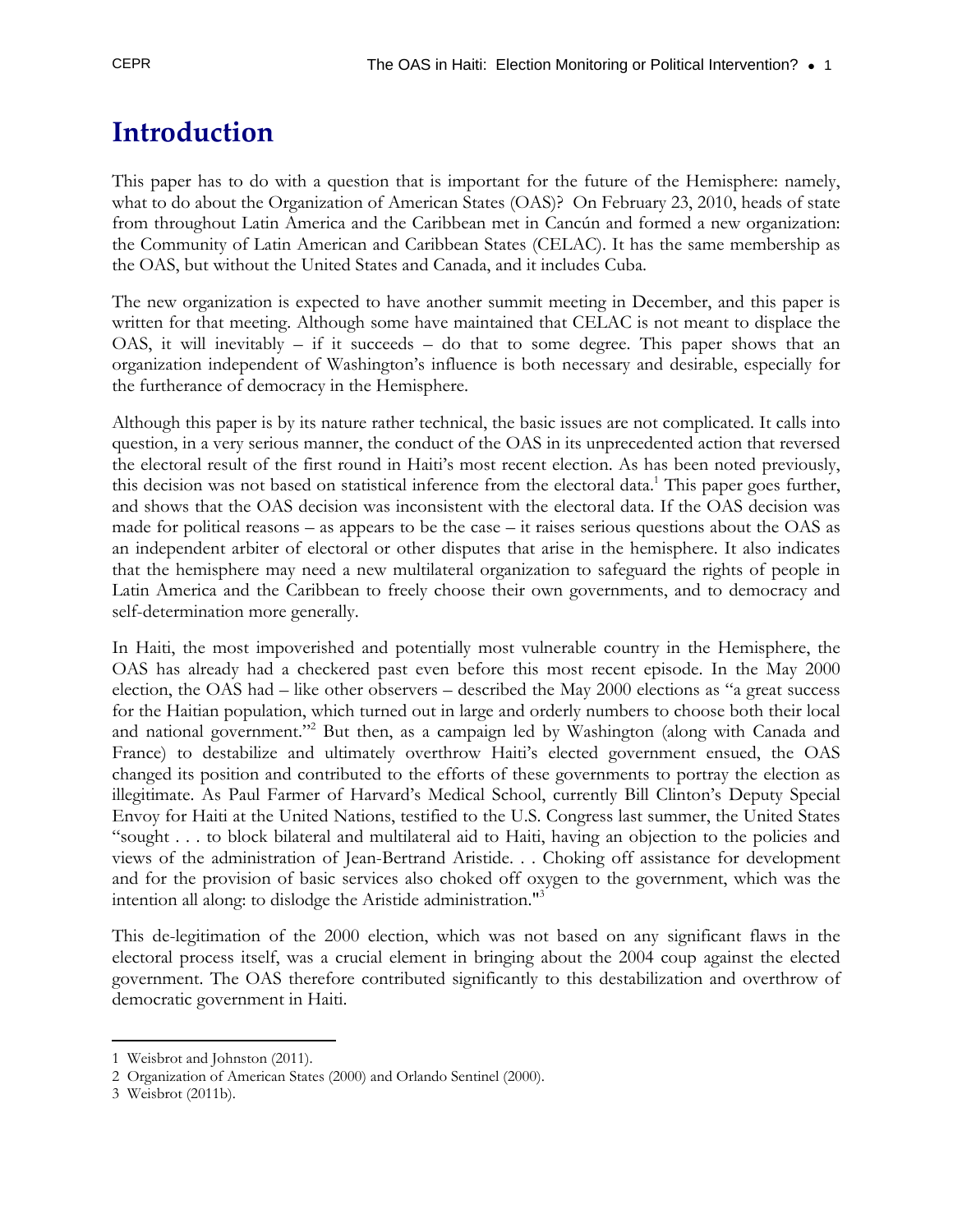# Introduction

This paper has to do with a question that is important for the future of the Hemisphere: namely, what to do about the Organization of American States (OAS)? On February 23, 2010, heads of state from throughout Latin America and the Caribbean met in Cancún and formed a new organization: the Community of Latin American and Caribbean States (CELAC). It has the same membership as the OAS, but without the United States and Canada, and it includes Cuba.

The new organization is expected to have another summit meeting in December, and this paper is written for that meeting. Although some have maintained that CELAC is not meant to displace the OAS, it will inevitably – if it succeeds – do that to some degree. This paper shows that an organization independent of Washington's influence is both necessary and desirable, especially for the furtherance of democracy in the Hemisphere.

Although this paper is by its nature rather technical, the basic issues are not complicated. It calls into question, in a very serious manner, the conduct of the OAS in its unprecedented action that reversed the electoral result of the first round in Haiti's most recent election. As has been noted previously, this decision was not based on statistical inference from the electoral data.[1] This paper goes further, and shows that the OAS decision was inconsistent with the electoral data. If the OAS decision was made for political reasons – as appears to be the case – it raises serious questions about the OAS as an independent arbiter of electoral or other disputes that arise in the hemisphere. It also indicates that the hemisphere may need a new multilateral organization to safeguard the rights of people in Latin America and the Caribbean to freely choose their own governments, and to democracy and self-determination more generally.

In Haiti, the most impoverished and potentially most vulnerable country in the Hemisphere, the OAS has already had a checkered past even before this most recent episode. In the May 2000 election, the OAS had – like other observers – described the May 2000 elections as "a great success for the Haitian population, which turned out in large and orderly numbers to choose both their local and national government."[2] But then, as a campaign led by Washington (along with Canada and France) to destabilize and ultimately overthrow Haiti's elected government ensued, the OAS changed its position and contributed to the efforts of these governments to portray the election as illegitimate. As Paul Farmer of Harvard's Medical School, currently Bill Clinton's Deputy Special Envoy for Haiti at the United Nations, testified to the U.S. Congress last summer, the United States "sought . . . to block bilateral and multilateral aid to Haiti, having an objection to the policies and views of the administration of Jean-Bertrand Aristide. . . Choking off assistance for development and for the provision of basic services also choked off oxygen to the government, which was the intention all along: to dislodge the Aristide administration."[3]

This de-legitimation of the 2000 election, which was not based on any significant flaws in the electoral process itself, was a crucial element in bringing about the 2004 coup against the elected government. The OAS therefore contributed significantly to this destabilization and overthrow of democratic government in Haiti.

---

1 Weisbrot and Johnston (2011).

2 Organization of American States (2000) and Orlando Sentinel (2000).

3 Weisbrot (2011b).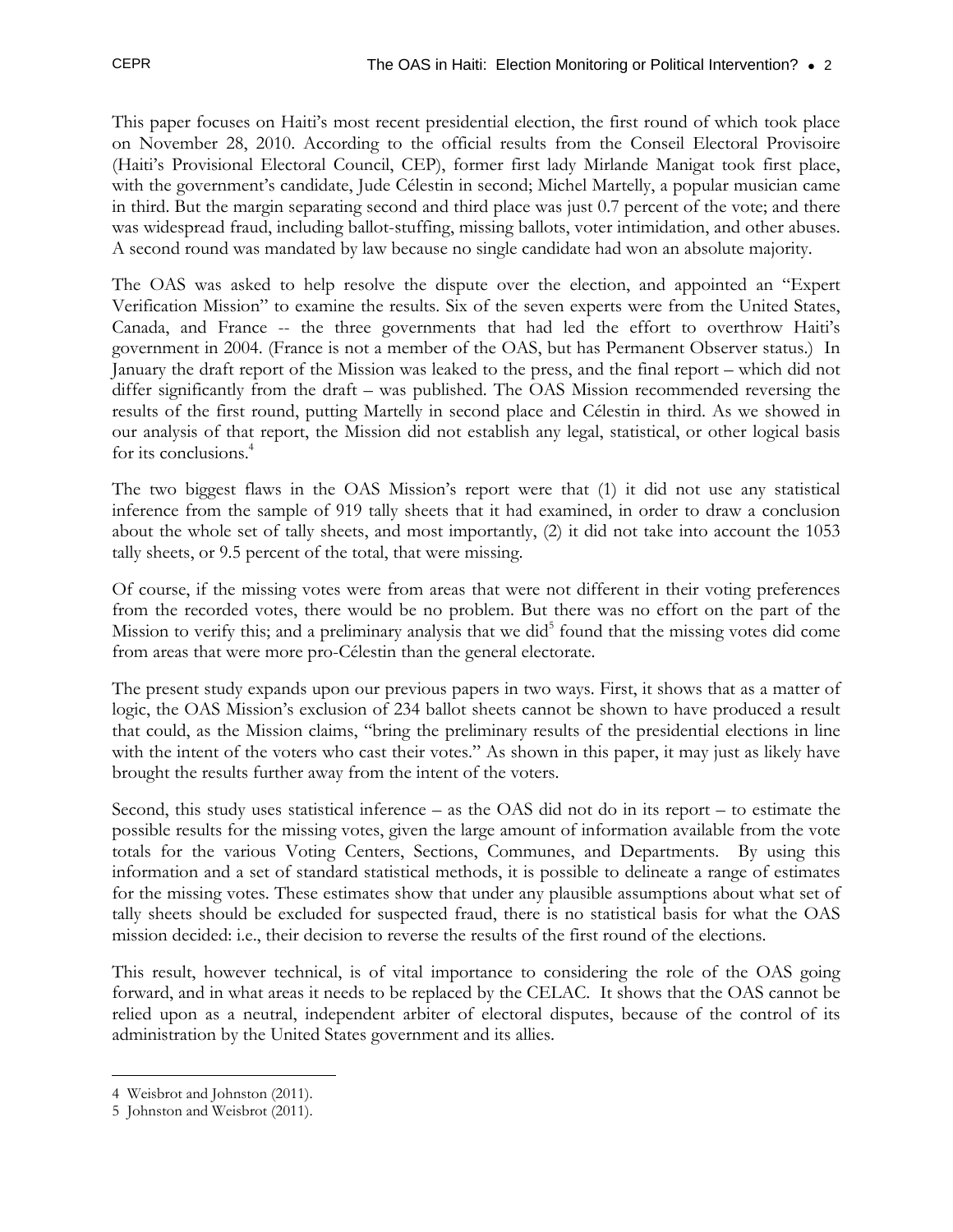This paper focuses on Haiti's most recent presidential election, the first round of which took place on November 28, 2010. According to the official results from the Conseil Electoral Provisoire (Haiti's Provisional Electoral Council, CEP), former first lady Mirlande Manigat took first place, with the government's candidate, Jude Célestin in second; Michel Martelly, a popular musician came in third. But the margin separating second and third place was just 0.7 percent of the vote; and there was widespread fraud, including ballot-stuffing, missing ballots, voter intimidation, and other abuses. A second round was mandated by law because no single candidate had won an absolute majority.

The OAS was asked to help resolve the dispute over the election, and appointed an "Expert Verification Mission" to examine the results. Six of the seven experts were from the United States, Canada, and France -- the three governments that had led the effort to overthrow Haiti's government in 2004. (France is not a member of the OAS, but has Permanent Observer status.) In January the draft report of the Mission was leaked to the press, and the final report – which did not differ significantly from the draft – was published. The OAS Mission recommended reversing the results of the first round, putting Martelly in second place and Célestin in third. As we showed in our analysis of that report, the Mission did not establish any legal, statistical, or other logical basis for its conclusions.[4]

The two biggest flaws in the OAS Mission's report were that (1) it did not use any statistical inference from the sample of 919 tally sheets that it had examined, in order to draw a conclusion about the whole set of tally sheets, and most importantly, (2) it did not take into account the 1053 tally sheets, or 9.5 percent of the total, that were missing.

Of course, if the missing votes were from areas that were not different in their voting preferences from the recorded votes, there would be no problem. But there was no effort on the part of the Mission to verify this; and a preliminary analysis that we did[5] found that the missing votes did come from areas that were more pro-Célestin than the general electorate.

The present study expands upon our previous papers in two ways. First, it shows that as a matter of logic, the OAS Mission's exclusion of 234 ballot sheets cannot be shown to have produced a result that could, as the Mission claims, "bring the preliminary results of the presidential elections in line with the intent of the voters who cast their votes." As shown in this paper, it may just as likely have brought the results further away from the intent of the voters.

Second, this study uses statistical inference – as the OAS did not do in its report – to estimate the possible results for the missing votes, given the large amount of information available from the vote totals for the various Voting Centers, Sections, Communes, and Departments. By using this information and a set of standard statistical methods, it is possible to delineate a range of estimates for the missing votes. These estimates show that under any plausible assumptions about what set of tally sheets should be excluded for suspected fraud, there is no statistical basis for what the OAS mission decided: i.e., their decision to reverse the results of the first round of the elections.

This result, however technical, is of vital importance to considering the role of the OAS going forward, and in what areas it needs to be replaced by the CELAC. It shows that the OAS cannot be relied upon as a neutral, independent arbiter of electoral disputes, because of the control of its administration by the United States government and its allies.

---

4 Weisbrot and Johnston (2011).

5 Johnston and Weisbrot (2011).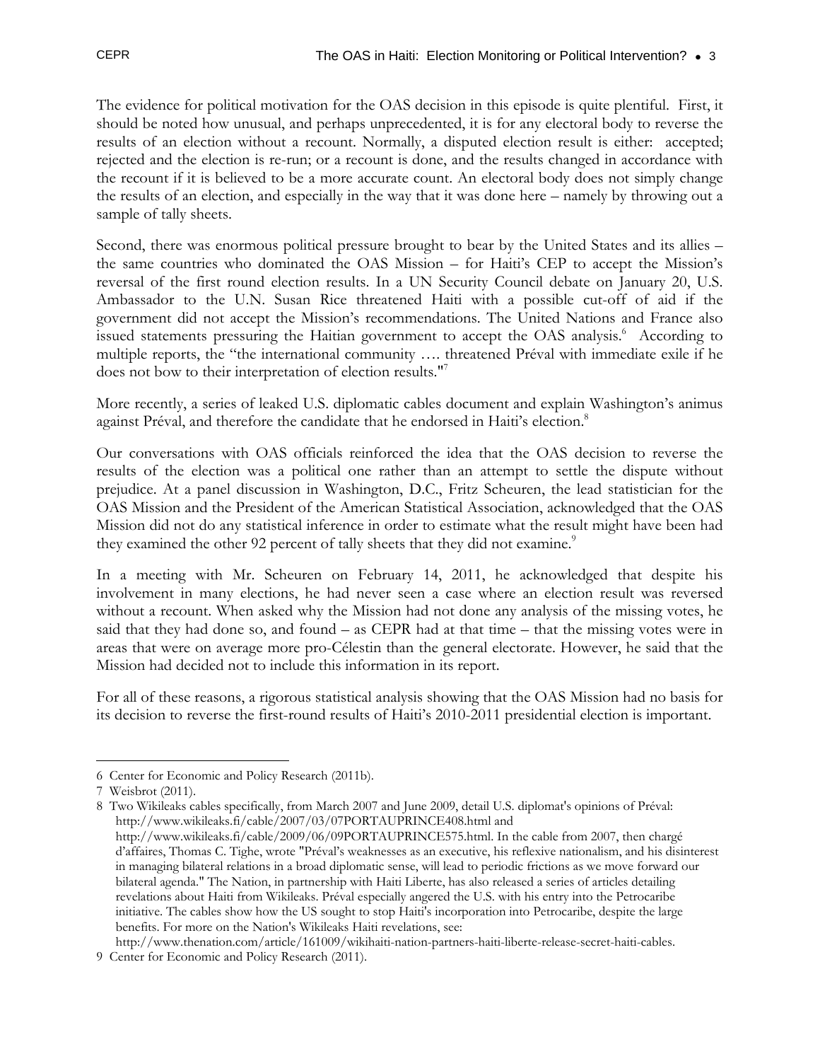The evidence for political motivation for the OAS decision in this episode is quite plentiful. First, it should be noted how unusual, and perhaps unprecedented, it is for any electoral body to reverse the results of an election without a recount. Normally, a disputed election result is either: accepted; rejected and the election is re-run; or a recount is done, and the results changed in accordance with the recount if it is believed to be a more accurate count. An electoral body does not simply change the results of an election, and especially in the way that it was done here – namely by throwing out a sample of tally sheets.

Second, there was enormous political pressure brought to bear by the United States and its allies – the same countries who dominated the OAS Mission – for Haiti's CEP to accept the Mission's reversal of the first round election results. In a UN Security Council debate on January 20, U.S. Ambassador to the U.N. Susan Rice threatened Haiti with a possible cut-off of aid if the government did not accept the Mission's recommendations. The United Nations and France also issued statements pressuring the Haitian government to accept the OAS analysis.[6] According to multiple reports, the "the international community …. threatened Préval with immediate exile if he does not bow to their interpretation of election results."[7]

More recently, a series of leaked U.S. diplomatic cables document and explain Washington's animus against Préval, and therefore the candidate that he endorsed in Haiti's election.[8]

Our conversations with OAS officials reinforced the idea that the OAS decision to reverse the results of the election was a political one rather than an attempt to settle the dispute without prejudice. At a panel discussion in Washington, D.C., Fritz Scheuren, the lead statistician for the OAS Mission and the President of the American Statistical Association, acknowledged that the OAS Mission did not do any statistical inference in order to estimate what the result might have been had they examined the other 92 percent of tally sheets that they did not examine.[9]

In a meeting with Mr. Scheuren on February 14, 2011, he acknowledged that despite his involvement in many elections, he had never seen a case where an election result was reversed without a recount. When asked why the Mission had not done any analysis of the missing votes, he said that they had done so, and found – as CEPR had at that time – that the missing votes were in areas that were on average more pro-Célestin than the general electorate. However, he said that the Mission had decided not to include this information in its report.

For all of these reasons, a rigorous statistical analysis showing that the OAS Mission had no basis for its decision to reverse the first-round results of Haiti's 2010-2011 presidential election is important.

---

6 Center for Economic and Policy Research (2011b).

7 Weisbrot (2011).

8 Two Wikileaks cables specifically, from March 2007 and June 2009, detail U.S. diplomat's opinions of Préval: http://www.wikileaks.fi/cable/2007/03/07PORTAUPRINCE408.html and http://www.wikileaks.fi/cable/2009/06/09PORTAUPRINCE575.html. In the cable from 2007, then chargé d'affaires, Thomas C. Tighe, wrote "Préval's weaknesses as an executive, his reflexive nationalism, and his disinterest in managing bilateral relations in a broad diplomatic sense, will lead to periodic frictions as we move forward our bilateral agenda." The Nation, in partnership with Haiti Liberte, has also released a series of articles detailing revelations about Haiti from Wikileaks. Préval especially angered the U.S. with his entry into the Petrocaribe initiative. The cables show how the US sought to stop Haiti's incorporation into Petrocaribe, despite the large benefits. For more on the Nation's Wikileaks Haiti revelations, see: http://www.thenation.com/article/161009/wikihaiti-nation-partners-haiti-liberte-release-secret-haiti-cables.

9 Center for Economic and Policy Research (2011).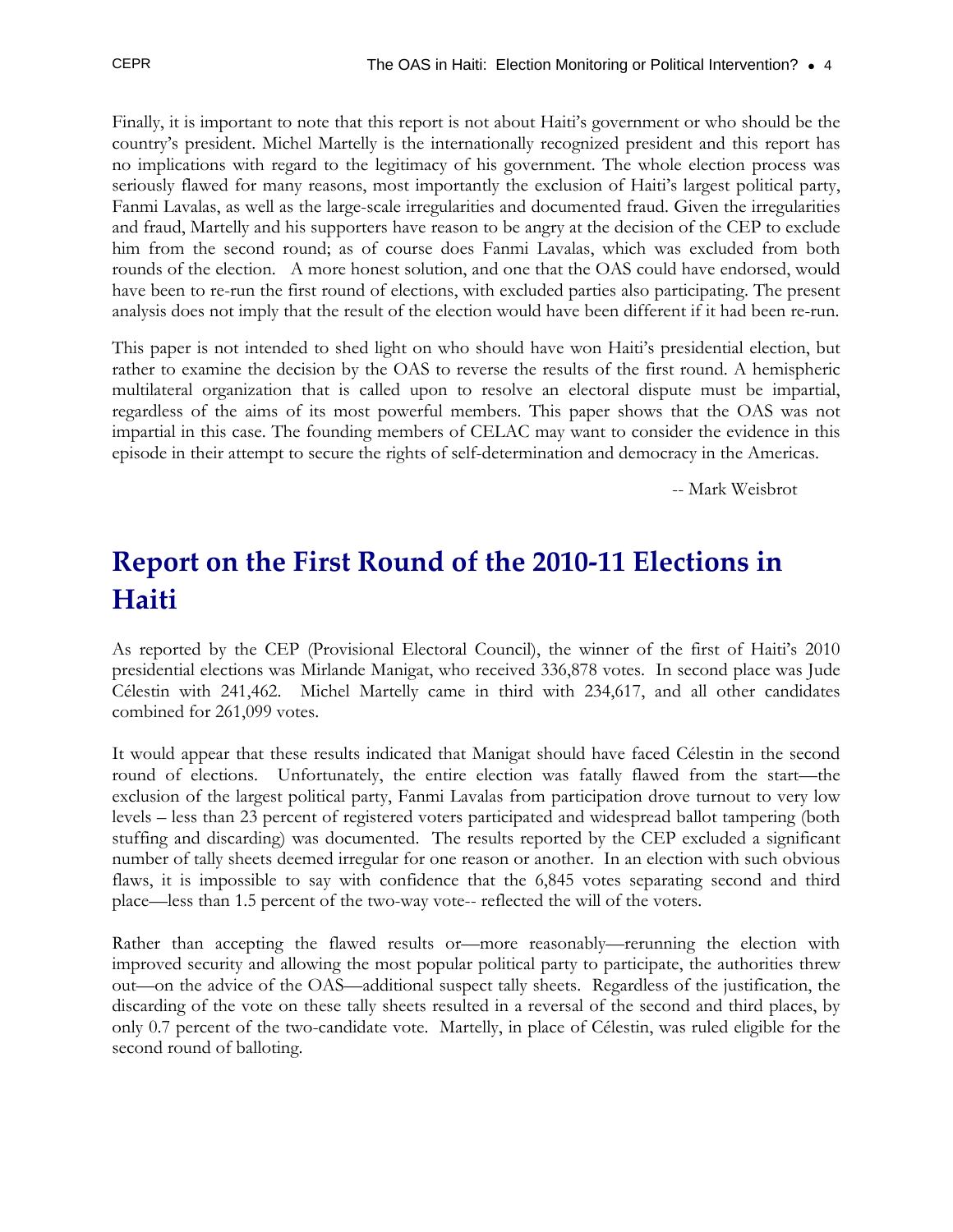Finally, it is important to note that this report is not about Haiti's government or who should be the country's president. Michel Martelly is the internationally recognized president and this report has no implications with regard to the legitimacy of his government. The whole election process was seriously flawed for many reasons, most importantly the exclusion of Haiti's largest political party, Fanmi Lavalas, as well as the large-scale irregularities and documented fraud. Given the irregularities and fraud, Martelly and his supporters have reason to be angry at the decision of the CEP to exclude him from the second round; as of course does Fanmi Lavalas, which was excluded from both rounds of the election. A more honest solution, and one that the OAS could have endorsed, would have been to re-run the first round of elections, with excluded parties also participating. The present analysis does not imply that the result of the election would have been different if it had been re-run.

This paper is not intended to shed light on who should have won Haiti's presidential election, but rather to examine the decision by the OAS to reverse the results of the first round. A hemispheric multilateral organization that is called upon to resolve an electoral dispute must be impartial, regardless of the aims of its most powerful members. This paper shows that the OAS was not impartial in this case. The founding members of CELAC may want to consider the evidence in this episode in their attempt to secure the rights of self-determination and democracy in the Americas.

-- Mark Weisbrot

# Report on the First Round of the 2010-11 Elections in Haiti

As reported by the CEP (Provisional Electoral Council), the winner of the first of Haiti's 2010 presidential elections was Mirlande Manigat, who received 336,878 votes. In second place was Jude Célestin with 241,462. Michel Martelly came in third with 234,617, and all other candidates combined for 261,099 votes.

It would appear that these results indicated that Manigat should have faced Célestin in the second round of elections. Unfortunately, the entire election was fatally flawed from the start—the exclusion of the largest political party, Fanmi Lavalas from participation drove turnout to very low levels – less than 23 percent of registered voters participated and widespread ballot tampering (both stuffing and discarding) was documented. The results reported by the CEP excluded a significant number of tally sheets deemed irregular for one reason or another. In an election with such obvious flaws, it is impossible to say with confidence that the 6,845 votes separating second and third place—less than 1.5 percent of the two-way vote-- reflected the will of the voters.

Rather than accepting the flawed results or—more reasonably—rerunning the election with improved security and allowing the most popular political party to participate, the authorities threw out—on the advice of the OAS—additional suspect tally sheets. Regardless of the justification, the discarding of the vote on these tally sheets resulted in a reversal of the second and third places, by only 0.7 percent of the two-candidate vote. Martelly, in place of Célestin, was ruled eligible for the second round of balloting.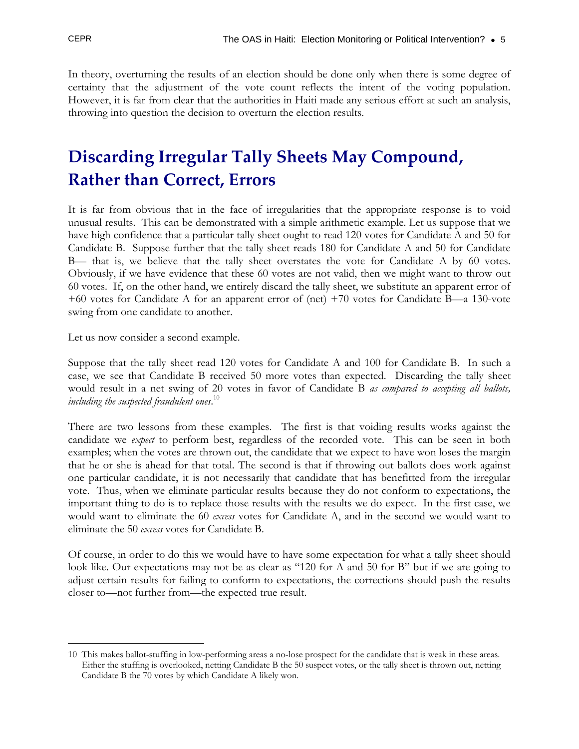In theory, overturning the results of an election should be done only when there is some degree of certainty that the adjustment of the vote count reflects the intent of the voting population. However, it is far from clear that the authorities in Haiti made any serious effort at such an analysis, throwing into question the decision to overturn the election results.

# Discarding Irregular Tally Sheets May Compound, Rather than Correct, Errors

It is far from obvious that in the face of irregularities that the appropriate response is to void unusual results. This can be demonstrated with a simple arithmetic example. Let us suppose that we have high confidence that a particular tally sheet ought to read 120 votes for Candidate A and 50 for Candidate B. Suppose further that the tally sheet reads 180 for Candidate A and 50 for Candidate B— that is, we believe that the tally sheet overstates the vote for Candidate A by 60 votes. Obviously, if we have evidence that these 60 votes are not valid, then we might want to throw out 60 votes. If, on the other hand, we entirely discard the tally sheet, we substitute an apparent error of +60 votes for Candidate A for an apparent error of (net) +70 votes for Candidate B—a 130-vote swing from one candidate to another.

Let us now consider a second example.

Suppose that the tally sheet read 120 votes for Candidate A and 100 for Candidate B. In such a case, we see that Candidate B received 50 more votes than expected. Discarding the tally sheet would result in a net swing of 20 votes in favor of Candidate B *as compared to accepting all ballots, including the suspected fraudulent ones*.[10]

There are two lessons from these examples. The first is that voiding results works against the candidate we *expect* to perform best, regardless of the recorded vote. This can be seen in both examples; when the votes are thrown out, the candidate that we expect to have won loses the margin that he or she is ahead for that total. The second is that if throwing out ballots does work against one particular candidate, it is not necessarily that candidate that has benefitted from the irregular vote. Thus, when we eliminate particular results because they do not conform to expectations, the important thing to do is to replace those results with the results we do expect. In the first case, we would want to eliminate the 60 *excess* votes for Candidate A, and in the second we would want to eliminate the 50 *excess* votes for Candidate B.

Of course, in order to do this we would have to have some expectation for what a tally sheet should look like. Our expectations may not be as clear as "120 for A and 50 for B" but if we are going to adjust certain results for failing to conform to expectations, the corrections should push the results closer to—not further from—the expected true result.

---

10 This makes ballot-stuffing in low-performing areas a no-lose prospect for the candidate that is weak in these areas. Either the stuffing is overlooked, netting Candidate B the 50 suspect votes, or the tally sheet is thrown out, netting Candidate B the 70 votes by which Candidate A likely won.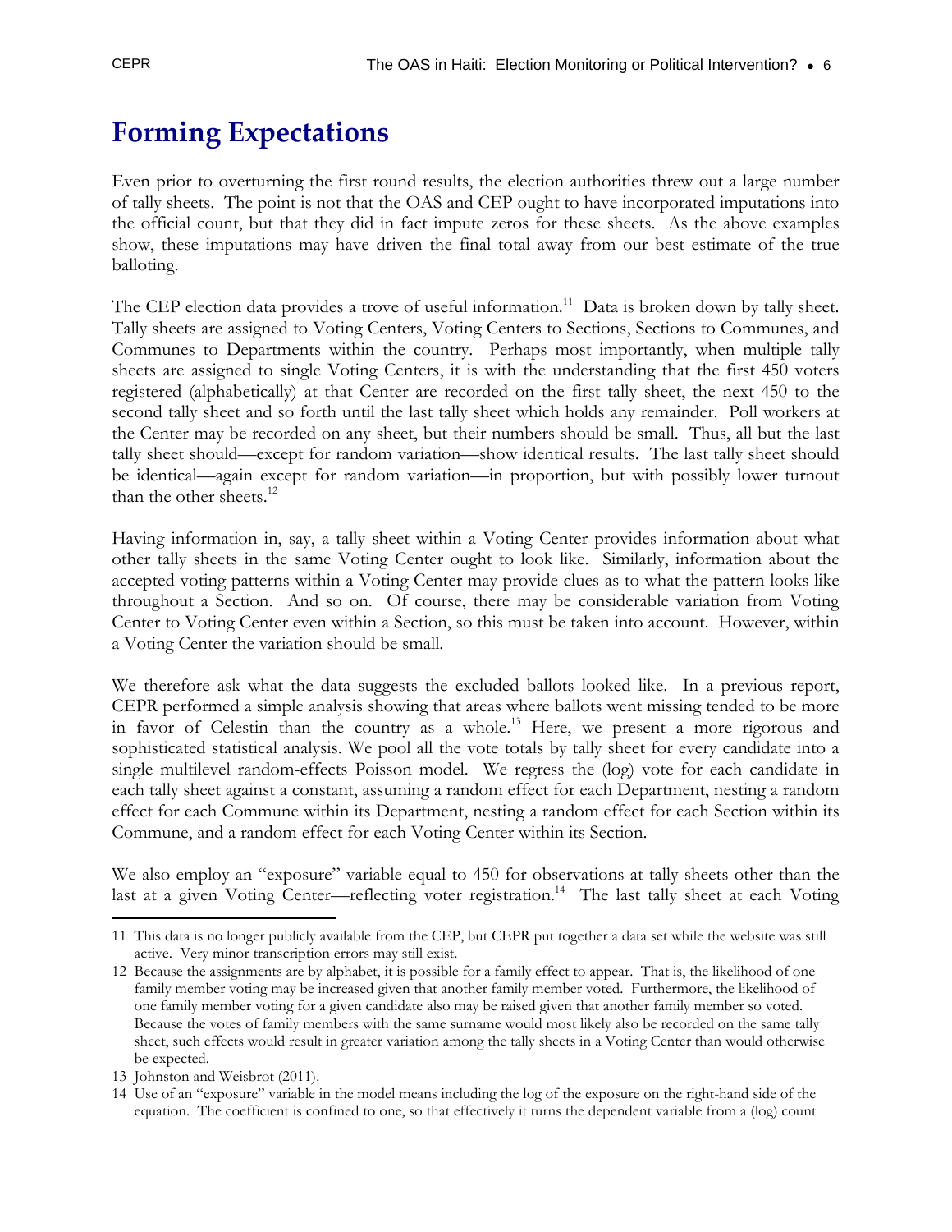# Forming Expectations

Even prior to overturning the first round results, the election authorities threw out a large number of tally sheets. The point is not that the OAS and CEP ought to have incorporated imputations into the official count, but that they did in fact impute zeros for these sheets. As the above examples show, these imputations may have driven the final total away from our best estimate of the true balloting.

The CEP election data provides a trove of useful information.[11] Data is broken down by tally sheet. Tally sheets are assigned to Voting Centers, Voting Centers to Sections, Sections to Communes, and Communes to Departments within the country. Perhaps most importantly, when multiple tally sheets are assigned to single Voting Centers, it is with the understanding that the first 450 voters registered (alphabetically) at that Center are recorded on the first tally sheet, the next 450 to the second tally sheet and so forth until the last tally sheet which holds any remainder. Poll workers at the Center may be recorded on any sheet, but their numbers should be small. Thus, all but the last tally sheet should—except for random variation—show identical results. The last tally sheet should be identical—again except for random variation—in proportion, but with possibly lower turnout than the other sheets.[12]

Having information in, say, a tally sheet within a Voting Center provides information about what other tally sheets in the same Voting Center ought to look like. Similarly, information about the accepted voting patterns within a Voting Center may provide clues as to what the pattern looks like throughout a Section. And so on. Of course, there may be considerable variation from Voting Center to Voting Center even within a Section, so this must be taken into account. However, within a Voting Center the variation should be small.

We therefore ask what the data suggests the excluded ballots looked like. In a previous report, CEPR performed a simple analysis showing that areas where ballots went missing tended to be more in favor of Celestin than the country as a whole.[13] Here, we present a more rigorous and sophisticated statistical analysis. We pool all the vote totals by tally sheet for every candidate into a single multilevel random-effects Poisson model. We regress the (log) vote for each candidate in each tally sheet against a constant, assuming a random effect for each Department, nesting a random effect for each Commune within its Department, nesting a random effect for each Section within its Commune, and a random effect for each Voting Center within its Section.

We also employ an "exposure" variable equal to 450 for observations at tally sheets other than the last at a given Voting Center—reflecting voter registration.[14] The last tally sheet at each Voting

---

11 This data is no longer publicly available from the CEP, but CEPR put together a data set while the website was still active. Very minor transcription errors may still exist.

12 Because the assignments are by alphabet, it is possible for a family effect to appear. That is, the likelihood of one family member voting may be increased given that another family member voted. Furthermore, the likelihood of one family member voting for a given candidate also may be raised given that another family member so voted. Because the votes of family members with the same surname would most likely also be recorded on the same tally sheet, such effects would result in greater variation among the tally sheets in a Voting Center than would otherwise be expected.

13 Johnston and Weisbrot (2011).

14 Use of an "exposure" variable in the model means including the log of the exposure on the right-hand side of the equation. The coefficient is confined to one, so that effectively it turns the dependent variable from a (log) count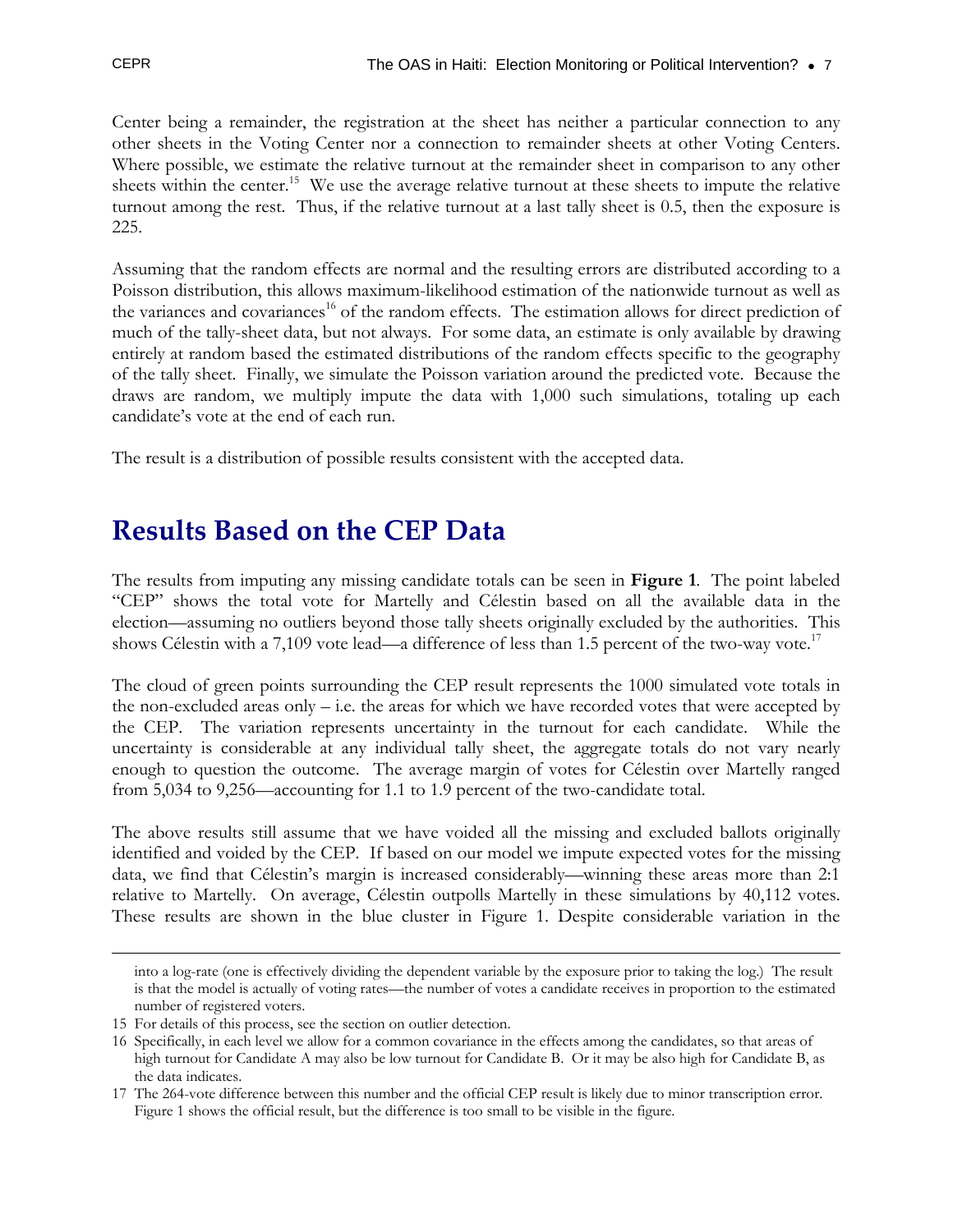Center being a remainder, the registration at the sheet has neither a particular connection to any other sheets in the Voting Center nor a connection to remainder sheets at other Voting Centers. Where possible, we estimate the relative turnout at the remainder sheet in comparison to any other sheets within the center.[15] We use the average relative turnout at these sheets to impute the relative turnout among the rest. Thus, if the relative turnout at a last tally sheet is 0.5, then the exposure is 225.

Assuming that the random effects are normal and the resulting errors are distributed according to a Poisson distribution, this allows maximum-likelihood estimation of the nationwide turnout as well as the variances and covariances[16] of the random effects. The estimation allows for direct prediction of much of the tally-sheet data, but not always. For some data, an estimate is only available by drawing entirely at random based the estimated distributions of the random effects specific to the geography of the tally sheet. Finally, we simulate the Poisson variation around the predicted vote. Because the draws are random, we multiply impute the data with 1,000 such simulations, totaling up each candidate's vote at the end of each run.

The result is a distribution of possible results consistent with the accepted data.

## Results Based on the CEP Data

The results from imputing any missing candidate totals can be seen in **Figure 1**. The point labeled "CEP" shows the total vote for Martelly and Célestin based on all the available data in the election—assuming no outliers beyond those tally sheets originally excluded by the authorities. This shows Célestin with a 7,109 vote lead—a difference of less than 1.5 percent of the two-way vote.[17]

The cloud of green points surrounding the CEP result represents the 1000 simulated vote totals in the non-excluded areas only – i.e. the areas for which we have recorded votes that were accepted by the CEP. The variation represents uncertainty in the turnout for each candidate. While the uncertainty is considerable at any individual tally sheet, the aggregate totals do not vary nearly enough to question the outcome. The average margin of votes for Célestin over Martelly ranged from 5,034 to 9,256—accounting for 1.1 to 1.9 percent of the two-candidate total.

The above results still assume that we have voided all the missing and excluded ballots originally identified and voided by the CEP. If based on our model we impute expected votes for the missing data, we find that Célestin's margin is increased considerably—winning these areas more than 2:1 relative to Martelly. On average, Célestin outpolls Martelly in these simulations by 40,112 votes. These results are shown in the blue cluster in Figure 1. Despite considerable variation in the

---

into a log-rate (one is effectively dividing the dependent variable by the exposure prior to taking the log.) The result is that the model is actually of voting rates—the number of votes a candidate receives in proportion to the estimated number of registered voters.

15 For details of this process, see the section on outlier detection.

16 Specifically, in each level we allow for a common covariance in the effects among the candidates, so that areas of high turnout for Candidate A may also be low turnout for Candidate B. Or it may be also high for Candidate B, as the data indicates.

17 The 264-vote difference between this number and the official CEP result is likely due to minor transcription error. Figure 1 shows the official result, but the difference is too small to be visible in the figure.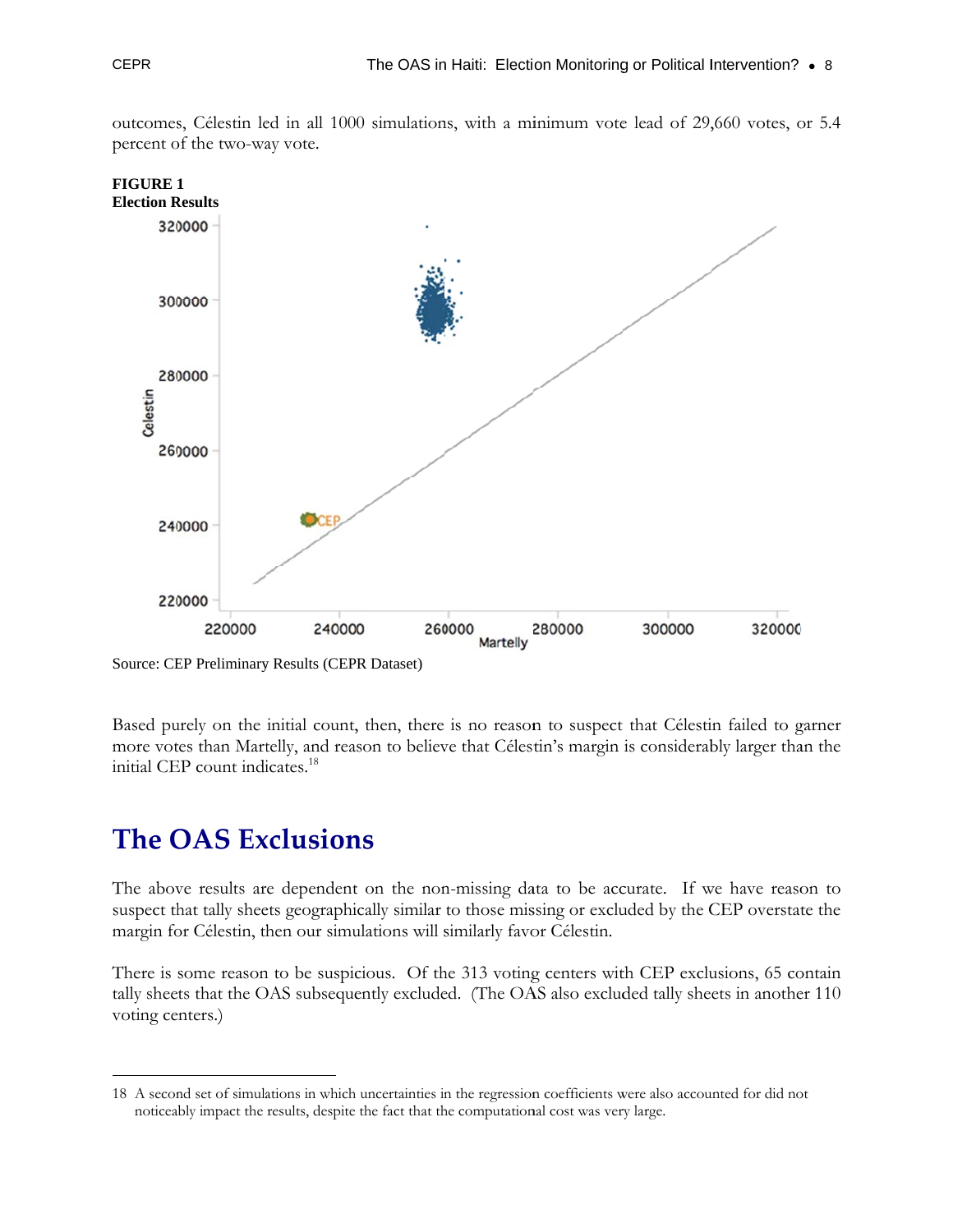outcomes, Célestin led in all 1000 simulations, with a minimum vote lead of 29,660 votes, or 5.4 percent of the two-way vote.

**FIGURE 1**
**Election Results**

Source: CEP Preliminary Results (CEPR Dataset)

Based purely on the initial count, then, there is no reason to suspect that Célestin failed to garner more votes than Martelly, and reason to believe that Célestin's margin is considerably larger than the initial CEP count indicates.[18]

# The OAS Exclusions

The above results are dependent on the non-missing data to be accurate. If we have reason to suspect that tally sheets geographically similar to those missing or excluded by the CEP overstate the margin for Célestin, then our simulations will similarly favor Célestin.

There is some reason to be suspicious. Of the 313 voting centers with CEP exclusions, 65 contain tally sheets that the OAS subsequently excluded. (The OAS also excluded tally sheets in another 110 voting centers.)

---

18 A second set of simulations in which uncertainties in the regression coefficients were also accounted for did not noticeably impact the results, despite the fact that the computational cost was very large.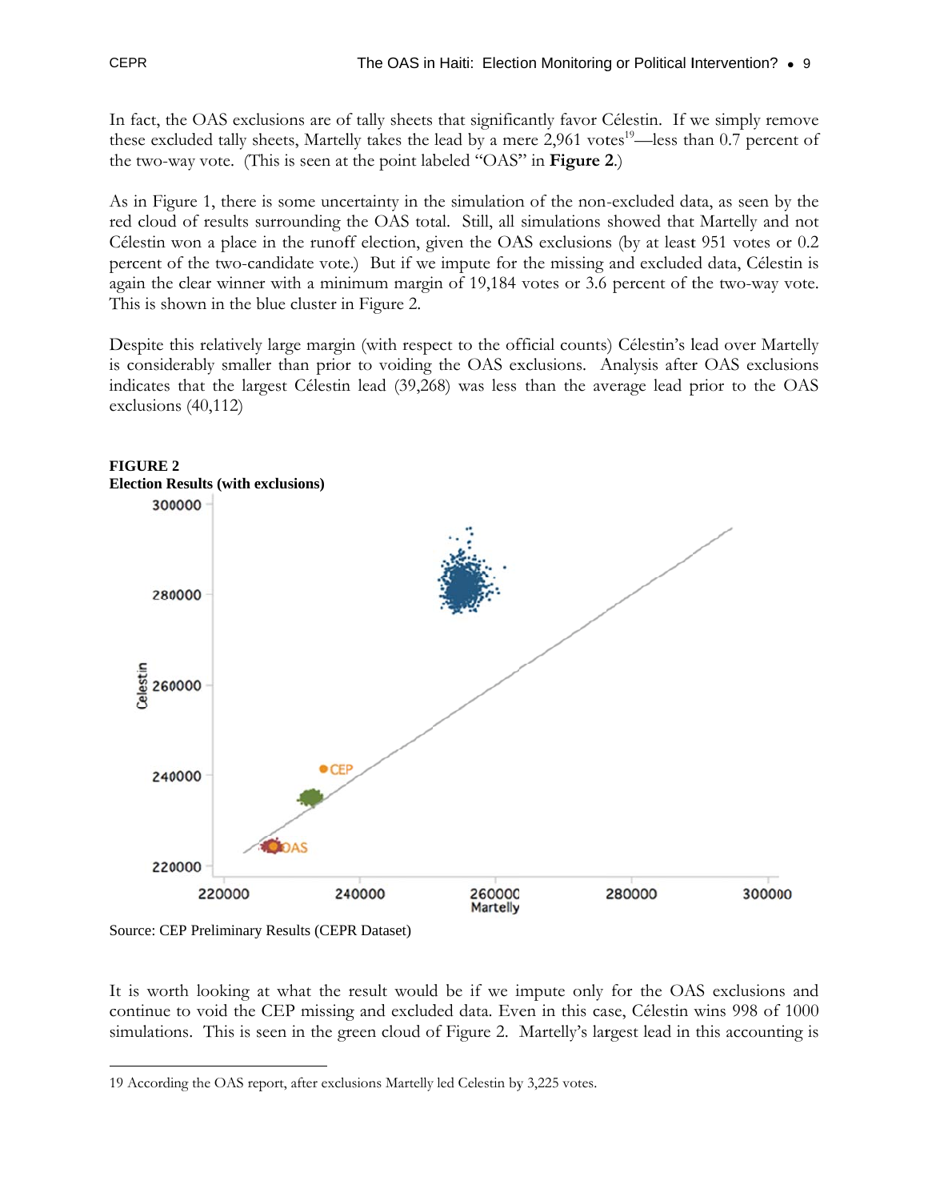In fact, the OAS exclusions are of tally sheets that significantly favor Célestin. If we simply remove these excluded tally sheets, Martelly takes the lead by a mere 2,961 votes[19]—less than 0.7 percent of the two-way vote. (This is seen at the point labeled "OAS" in **Figure 2**.)

As in Figure 1, there is some uncertainty in the simulation of the non-excluded data, as seen by the red cloud of results surrounding the OAS total. Still, all simulations showed that Martelly and not Célestin won a place in the runoff election, given the OAS exclusions (by at least 951 votes or 0.2 percent of the two-candidate vote.) But if we impute for the missing and excluded data, Célestin is again the clear winner with a minimum margin of 19,184 votes or 3.6 percent of the two-way vote. This is shown in the blue cluster in Figure 2.

Despite this relatively large margin (with respect to the official counts) Célestin's lead over Martelly is considerably smaller than prior to voiding the OAS exclusions. Analysis after OAS exclusions indicates that the largest Célestin lead (39,268) was less than the average lead prior to the OAS exclusions (40,112)

**FIGURE 2**
**Election Results (with exclusions)**

Source: CEP Preliminary Results (CEPR Dataset)

It is worth looking at what the result would be if we impute only for the OAS exclusions and continue to void the CEP missing and excluded data. Even in this case, Célestin wins 998 of 1000 simulations. This is seen in the green cloud of Figure 2. Martelly's largest lead in this accounting is

19 According the OAS report, after exclusions Martelly led Celestin by 3,225 votes.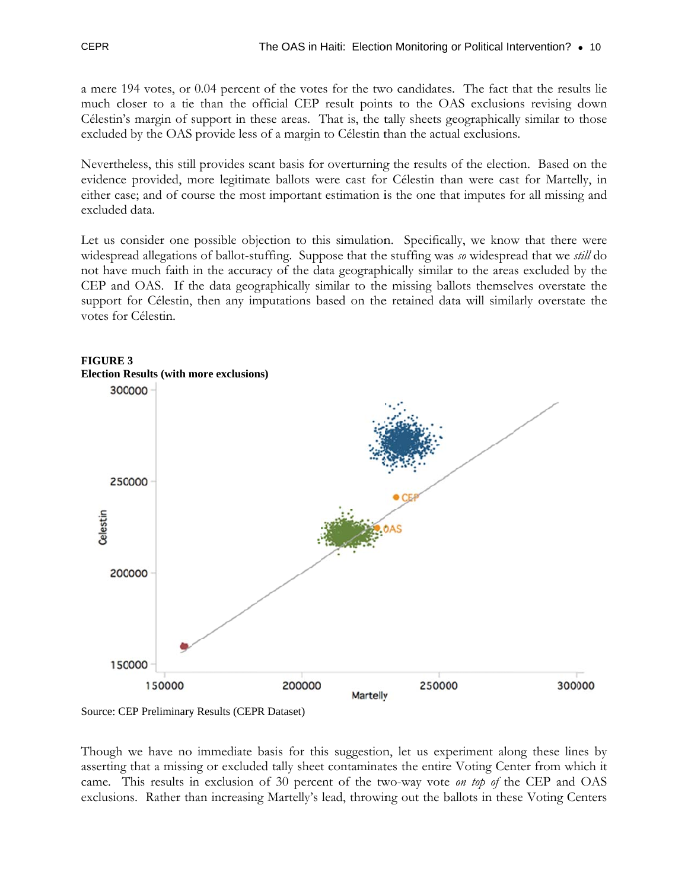a mere 194 votes, or 0.04 percent of the votes for the two candidates. The fact that the results lie much closer to a tie than the official CEP result points to the OAS exclusions revising down Célestin's margin of support in these areas. That is, the tally sheets geographically similar to those excluded by the OAS provide less of a margin to Célestin than the actual exclusions.

Nevertheless, this still provides scant basis for overturning the results of the election. Based on the evidence provided, more legitimate ballots were cast for Célestin than were cast for Martelly, in either case; and of course the most important estimation is the one that imputes for all missing and excluded data.

Let us consider one possible objection to this simulation. Specifically, we know that there were widespread allegations of ballot-stuffing. Suppose that the stuffing was *so* widespread that we *still* do not have much faith in the accuracy of the data geographically similar to the areas excluded by the CEP and OAS. If the data geographically similar to the missing ballots themselves overstate the support for Célestin, then any imputations based on the retained data will similarly overstate the votes for Célestin.

**FIGURE 3**
**Election Results (with more exclusions)**

Source: CEP Preliminary Results (CEPR Dataset)

Though we have no immediate basis for this suggestion, let us experiment along these lines by asserting that a missing or excluded tally sheet contaminates the entire Voting Center from which it came. This results in exclusion of 30 percent of the two-way vote *on top of* the CEP and OAS exclusions. Rather than increasing Martelly's lead, throwing out the ballots in these Voting Centers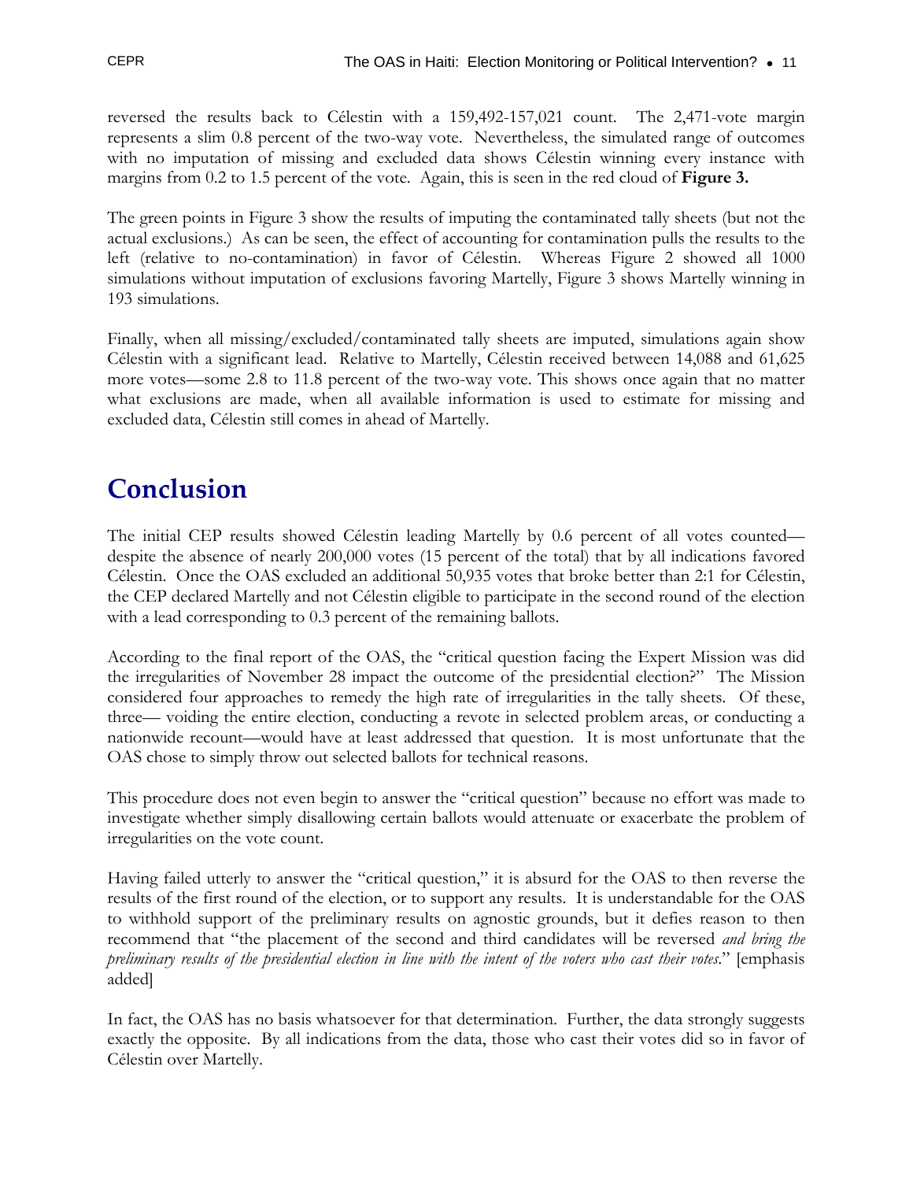reversed the results back to Célestin with a 159,492-157,021 count. The 2,471-vote margin represents a slim 0.8 percent of the two-way vote. Nevertheless, the simulated range of outcomes with no imputation of missing and excluded data shows Célestin winning every instance with margins from 0.2 to 1.5 percent of the vote. Again, this is seen in the red cloud of **Figure 3.**

The green points in Figure 3 show the results of imputing the contaminated tally sheets (but not the actual exclusions.) As can be seen, the effect of accounting for contamination pulls the results to the left (relative to no-contamination) in favor of Célestin. Whereas Figure 2 showed all 1000 simulations without imputation of exclusions favoring Martelly, Figure 3 shows Martelly winning in 193 simulations.

Finally, when all missing/excluded/contaminated tally sheets are imputed, simulations again show Célestin with a significant lead. Relative to Martelly, Célestin received between 14,088 and 61,625 more votes—some 2.8 to 11.8 percent of the two-way vote. This shows once again that no matter what exclusions are made, when all available information is used to estimate for missing and excluded data, Célestin still comes in ahead of Martelly.

# Conclusion

The initial CEP results showed Célestin leading Martelly by 0.6 percent of all votes counted—despite the absence of nearly 200,000 votes (15 percent of the total) that by all indications favored Célestin. Once the OAS excluded an additional 50,935 votes that broke better than 2:1 for Célestin, the CEP declared Martelly and not Célestin eligible to participate in the second round of the election with a lead corresponding to 0.3 percent of the remaining ballots.

According to the final report of the OAS, the "critical question facing the Expert Mission was did the irregularities of November 28 impact the outcome of the presidential election?" The Mission considered four approaches to remedy the high rate of irregularities in the tally sheets. Of these, three— voiding the entire election, conducting a revote in selected problem areas, or conducting a nationwide recount—would have at least addressed that question. It is most unfortunate that the OAS chose to simply throw out selected ballots for technical reasons.

This procedure does not even begin to answer the "critical question" because no effort was made to investigate whether simply disallowing certain ballots would attenuate or exacerbate the problem of irregularities on the vote count.

Having failed utterly to answer the "critical question," it is absurd for the OAS to then reverse the results of the first round of the election, or to support any results. It is understandable for the OAS to withhold support of the preliminary results on agnostic grounds, but it defies reason to then recommend that "the placement of the second and third candidates will be reversed *and bring the preliminary results of the presidential election in line with the intent of the voters who cast their votes*." [emphasis added]

In fact, the OAS has no basis whatsoever for that determination. Further, the data strongly suggests exactly the opposite. By all indications from the data, those who cast their votes did so in favor of Célestin over Martelly.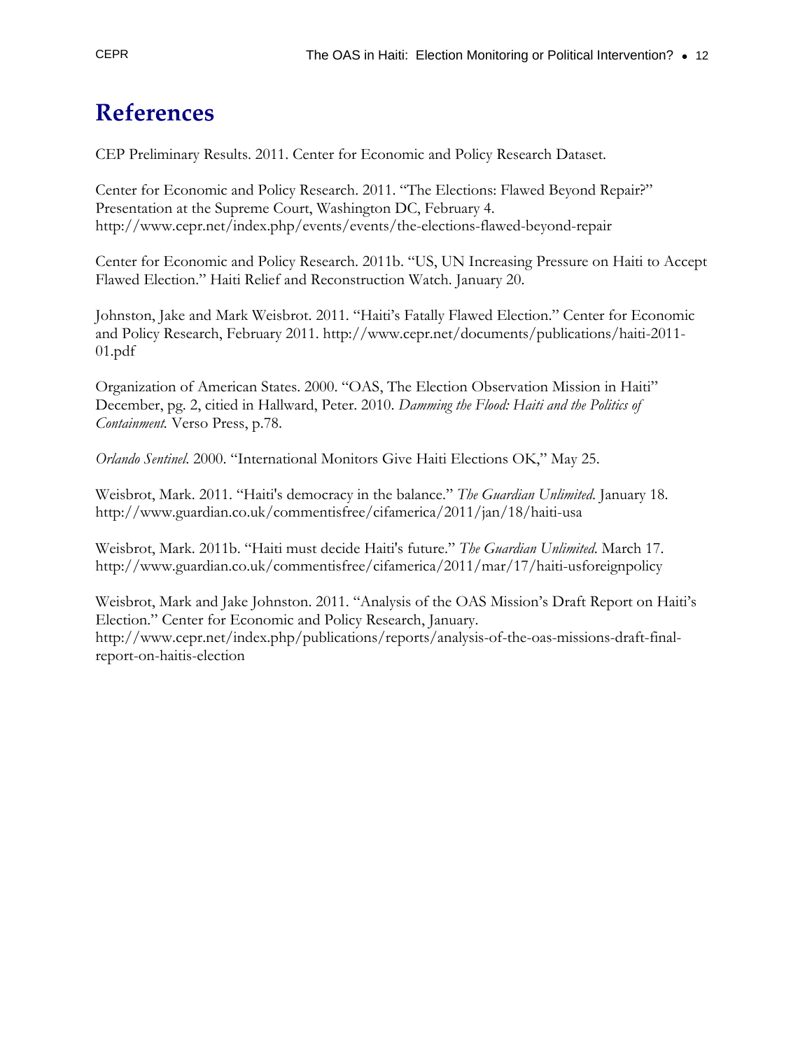# References

CEP Preliminary Results. 2011. Center for Economic and Policy Research Dataset.

Center for Economic and Policy Research. 2011. "The Elections: Flawed Beyond Repair?" Presentation at the Supreme Court, Washington DC, February 4. http://www.cepr.net/index.php/events/events/the-elections-flawed-beyond-repair

Center for Economic and Policy Research. 2011b. "US, UN Increasing Pressure on Haiti to Accept Flawed Election." Haiti Relief and Reconstruction Watch. January 20.

Johnston, Jake and Mark Weisbrot. 2011. "Haiti's Fatally Flawed Election." Center for Economic and Policy Research, February 2011. http://www.cepr.net/documents/publications/haiti-2011-01.pdf

Organization of American States. 2000. "OAS, The Election Observation Mission in Haiti" December, pg. 2, citied in Hallward, Peter. 2010. *Damming the Flood: Haiti and the Politics of Containment.* Verso Press, p.78.

*Orlando Sentinel*. 2000. "International Monitors Give Haiti Elections OK," May 25.

Weisbrot, Mark. 2011. "Haiti's democracy in the balance." *The Guardian Unlimited*. January 18. http://www.guardian.co.uk/commentisfree/cifamerica/2011/jan/18/haiti-usa

Weisbrot, Mark. 2011b. "Haiti must decide Haiti's future." *The Guardian Unlimited*. March 17. http://www.guardian.co.uk/commentisfree/cifamerica/2011/mar/17/haiti-usforeignpolicy

Weisbrot, Mark and Jake Johnston. 2011. "Analysis of the OAS Mission's Draft Report on Haiti's Election." Center for Economic and Policy Research, January. http://www.cepr.net/index.php/publications/reports/analysis-of-the-oas-missions-draft-final-report-on-haitis-election